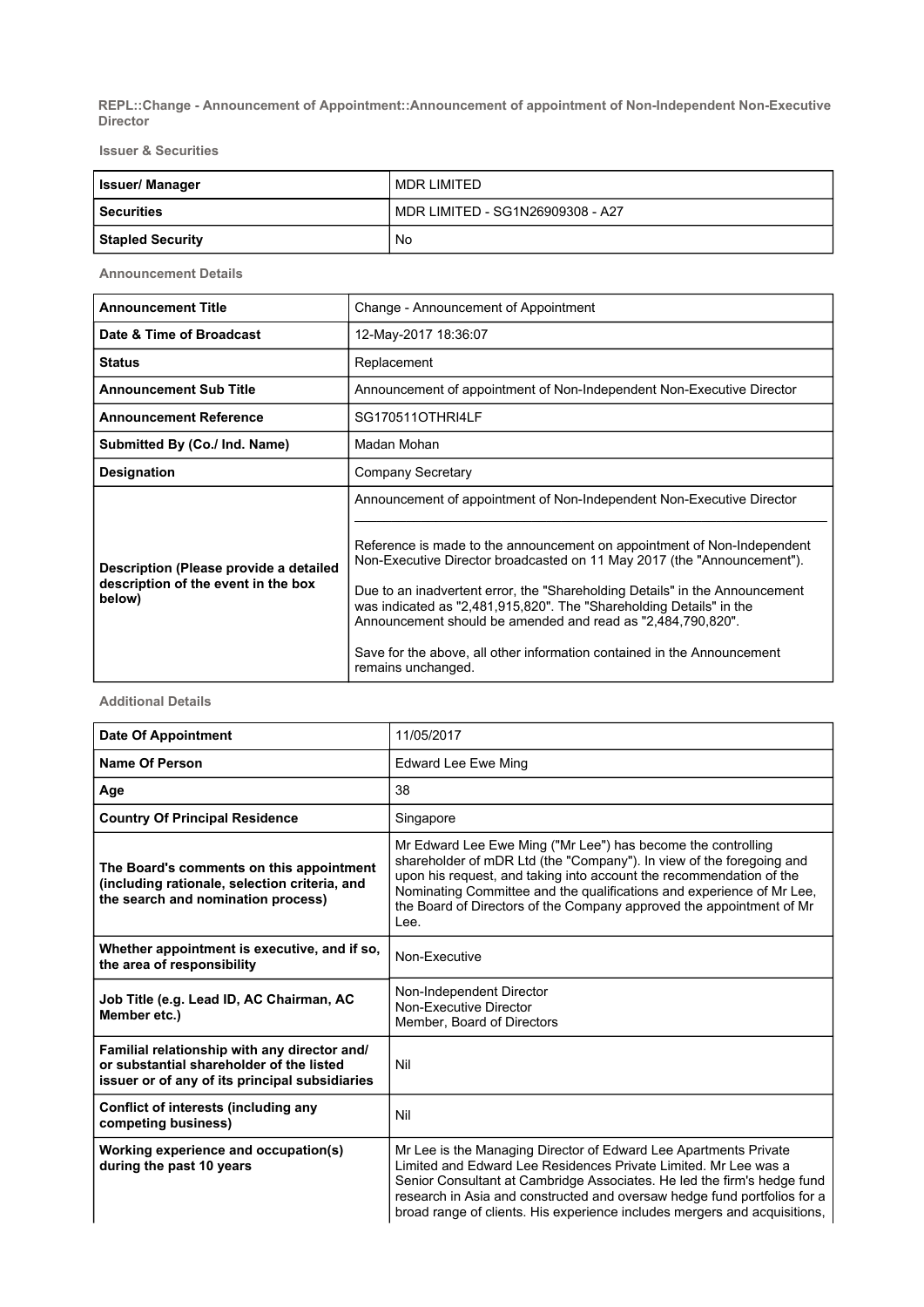**REPL::Change - Announcement of Appointment::Announcement of appointment of Non-Independent Non-Executive Director**

**Issuer & Securities**

| Issuer/ Manager | MDR LIMITED |
|---|---|
| Securities | MDR LIMITED - SG1N26909308 - A27 |
| Stapled Security | No |

**Announcement Details**

| Announcement Title | Change - Announcement of Appointment |
|---|---|
| Date & Time of Broadcast | 12-May-2017 18:36:07 |
| Status | Replacement |
| Announcement Sub Title | Announcement of appointment of Non-Independent Non-Executive Director |
| Announcement Reference | SG170511OTHRI4LF |
| Submitted By (Co./ Ind. Name) | Madan Mohan |
| Designation | Company Secretary |
| Description (Please provide a detailed description of the event in the box below) | Announcement of appointment of Non-Independent Non-Executive Director<br><br>Reference is made to the announcement on appointment of Non-Independent Non-Executive Director broadcasted on 11 May 2017 (the "Announcement").<br><br>Due to an inadvertent error, the "Shareholding Details" in the Announcement was indicated as "2,481,915,820". The "Shareholding Details" in the Announcement should be amended and read as "2,484,790,820".<br><br>Save for the above, all other information contained in the Announcement remains unchanged. |

**Additional Details**

| Date Of Appointment | 11/05/2017 |
|---|---|
| Name Of Person | Edward Lee Ewe Ming |
| Age | 38 |
| Country Of Principal Residence | Singapore |
| The Board's comments on this appointment (including rationale, selection criteria, and the search and nomination process) | Mr Edward Lee Ewe Ming ("Mr Lee") has become the controlling shareholder of mDR Ltd (the "Company"). In view of the foregoing and upon his request, and taking into account the recommendation of the Nominating Committee and the qualifications and experience of Mr Lee, the Board of Directors of the Company approved the appointment of Mr Lee. |
| Whether appointment is executive, and if so, the area of responsibility | Non-Executive |
| Job Title (e.g. Lead ID, AC Chairman, AC Member etc.) | Non-Independent Director<br>Non-Executive Director<br>Member, Board of Directors |
| Familial relationship with any director and/ or substantial shareholder of the listed issuer or of any of its principal subsidiaries | Nil |
| Conflict of interests (including any competing business) | Nil |
| Working experience and occupation(s) during the past 10 years | Mr Lee is the Managing Director of Edward Lee Apartments Private Limited and Edward Lee Residences Private Limited. Mr Lee was a Senior Consultant at Cambridge Associates. He led the firm's hedge fund research in Asia and constructed and oversaw hedge fund portfolios for a broad range of clients. His experience includes mergers and acquisitions, |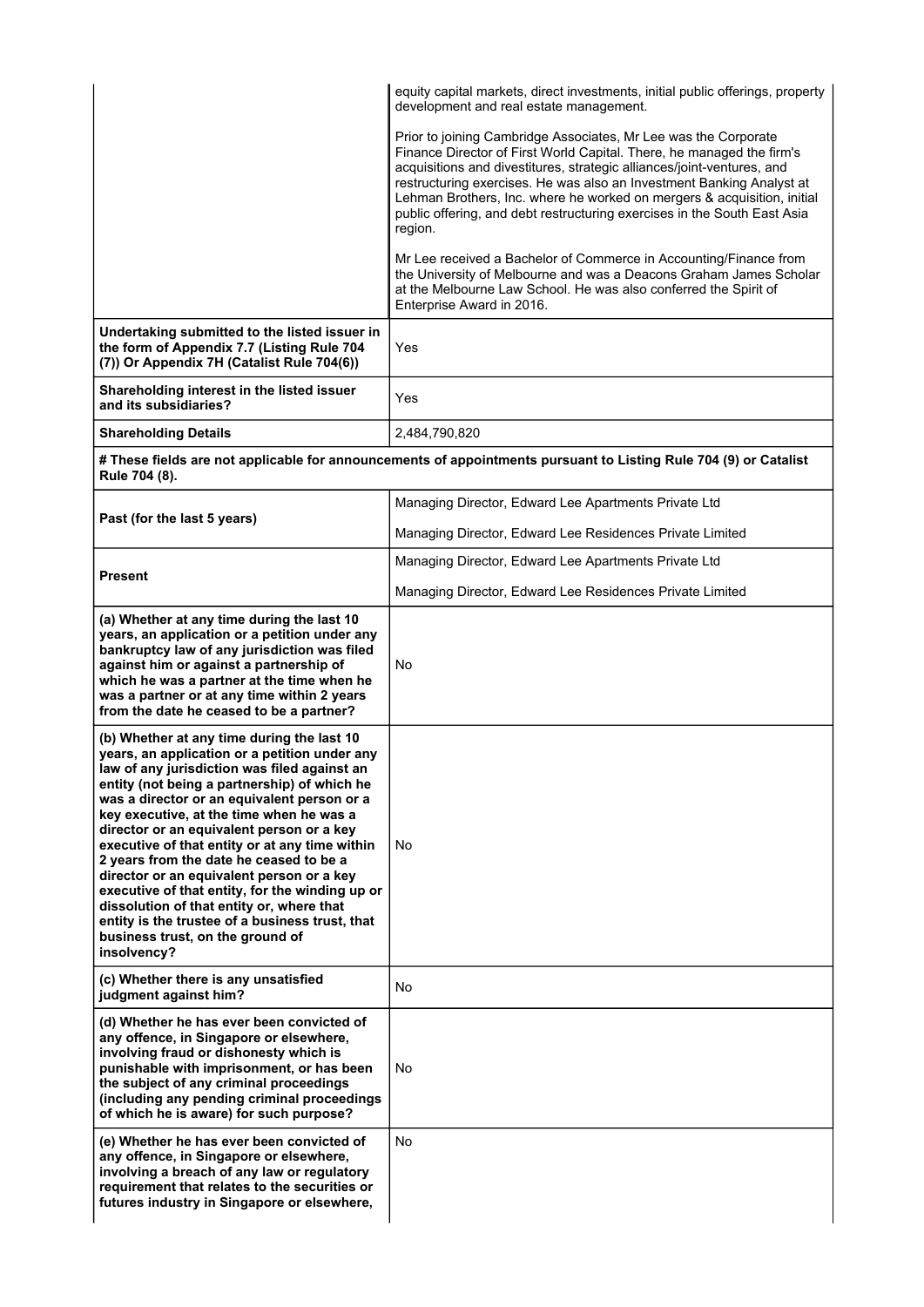| | |
|---|---|
| | equity capital markets, direct investments, initial public offerings, property development and real estate management.<br><br>Prior to joining Cambridge Associates, Mr Lee was the Corporate Finance Director of First World Capital. There, he managed the firm's acquisitions and divestitures, strategic alliances/joint-ventures, and restructuring exercises. He was also an Investment Banking Analyst at Lehman Brothers, Inc. where he worked on mergers & acquisition, initial public offering, and debt restructuring exercises in the South East Asia region.<br><br>Mr Lee received a Bachelor of Commerce in Accounting/Finance from the University of Melbourne and was a Deacons Graham James Scholar at the Melbourne Law School. He was also conferred the Spirit of Enterprise Award in 2016. |
| **Undertaking submitted to the listed issuer in the form of Appendix 7.7 (Listing Rule 704 (7)) Or Appendix 7H (Catalist Rule 704(6))** | Yes |
| **Shareholding interest in the listed issuer and its subsidiaries?** | Yes |
| **Shareholding Details** | 2,484,790,820 |
| **# These fields are not applicable for announcements of appointments pursuant to Listing Rule 704 (9) or Catalist Rule 704 (8).** | |
| **Past (for the last 5 years)** | Managing Director, Edward Lee Apartments Private Ltd<br><br>Managing Director, Edward Lee Residences Private Limited |
| **Present** | Managing Director, Edward Lee Apartments Private Ltd<br><br>Managing Director, Edward Lee Residences Private Limited |
| **(a) Whether at any time during the last 10 years, an application or a petition under any bankruptcy law of any jurisdiction was filed against him or against a partnership of which he was a partner at the time when he was a partner or at any time within 2 years from the date he ceased to be a partner?** | No |
| **(b) Whether at any time during the last 10 years, an application or a petition under any law of any jurisdiction was filed against an entity (not being a partnership) of which he was a director or an equivalent person or a key executive, at the time when he was a director or an equivalent person or a key executive of that entity or at any time within 2 years from the date he ceased to be a director or an equivalent person or a key executive of that entity, for the winding up or dissolution of that entity or, where that entity is the trustee of a business trust, that business trust, on the ground of insolvency?** | No |
| **(c) Whether there is any unsatisfied judgment against him?** | No |
| **(d) Whether he has ever been convicted of any offence, in Singapore or elsewhere, involving fraud or dishonesty which is punishable with imprisonment, or has been the subject of any criminal proceedings (including any pending criminal proceedings of which he is aware) for such purpose?** | No |
| **(e) Whether he has ever been convicted of any offence, in Singapore or elsewhere, involving a breach of any law or regulatory requirement that relates to the securities or futures industry in Singapore or elsewhere,** | No |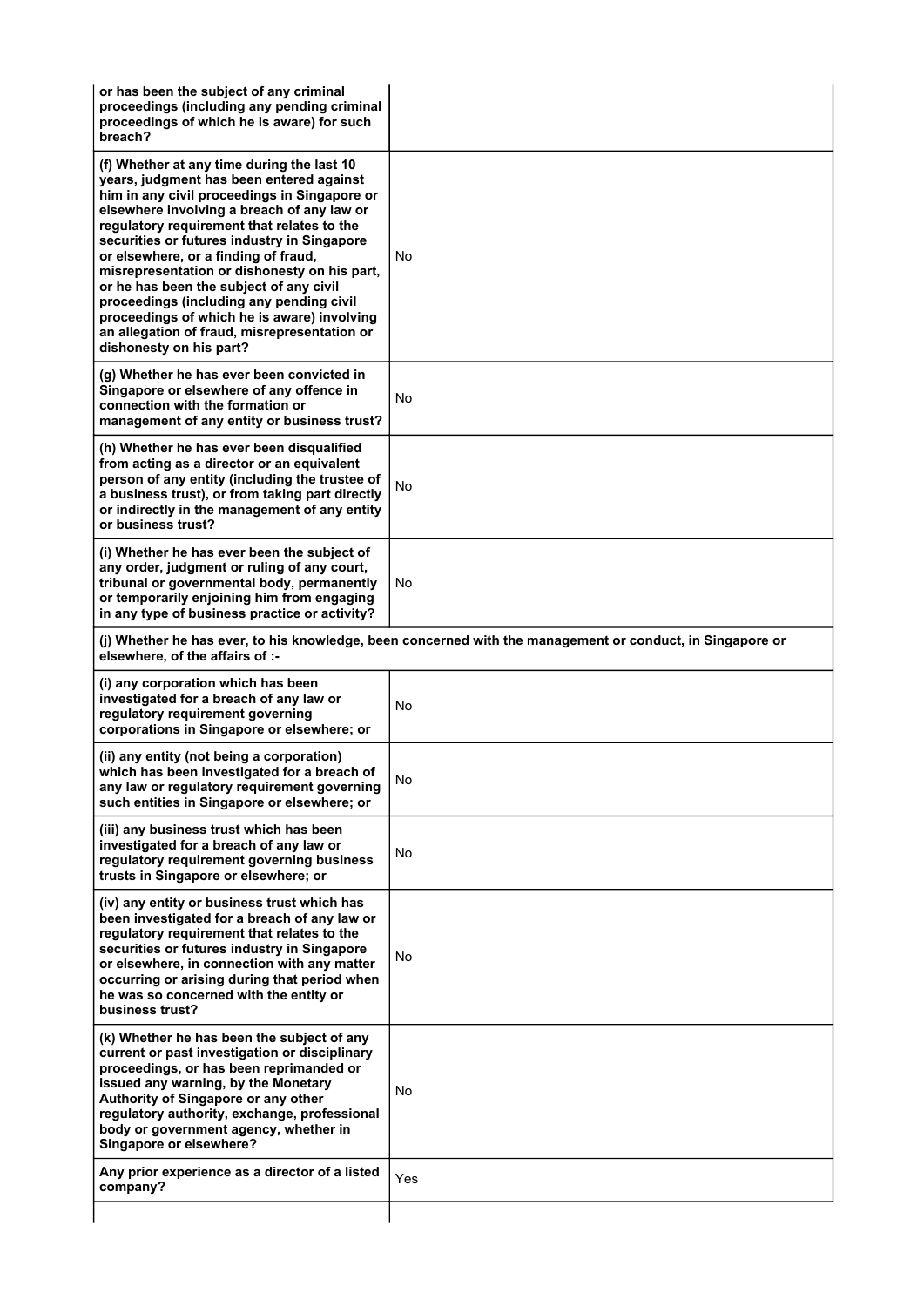| | |
|---|---|
| **or has been the subject of any criminal proceedings (including any pending criminal proceedings of which he is aware) for such breach?** | |
| **(f) Whether at any time during the last 10 years, judgment has been entered against him in any civil proceedings in Singapore or elsewhere involving a breach of any law or regulatory requirement that relates to the securities or futures industry in Singapore or elsewhere, or a finding of fraud, misrepresentation or dishonesty on his part, or he has been the subject of any civil proceedings (including any pending civil proceedings of which he is aware) involving an allegation of fraud, misrepresentation or dishonesty on his part?** | No |
| **(g) Whether he has ever been convicted in Singapore or elsewhere of any offence in connection with the formation or management of any entity or business trust?** | No |
| **(h) Whether he has ever been disqualified from acting as a director or an equivalent person of any entity (including the trustee of a business trust), or from taking part directly or indirectly in the management of any entity or business trust?** | No |
| **(i) Whether he has ever been the subject of any order, judgment or ruling of any court, tribunal or governmental body, permanently or temporarily enjoining him from engaging in any type of business practice or activity?** | No |
| **(j) Whether he has ever, to his knowledge, been concerned with the management or conduct, in Singapore or elsewhere, of the affairs of :-** | |
| **(i) any corporation which has been investigated for a breach of any law or regulatory requirement governing corporations in Singapore or elsewhere; or** | No |
| **(ii) any entity (not being a corporation) which has been investigated for a breach of any law or regulatory requirement governing such entities in Singapore or elsewhere; or** | No |
| **(iii) any business trust which has been investigated for a breach of any law or regulatory requirement governing business trusts in Singapore or elsewhere; or** | No |
| **(iv) any entity or business trust which has been investigated for a breach of any law or regulatory requirement that relates to the securities or futures industry in Singapore or elsewhere, in connection with any matter occurring or arising during that period when he was so concerned with the entity or business trust?** | No |
| **(k) Whether he has been the subject of any current or past investigation or disciplinary proceedings, or has been reprimanded or issued any warning, by the Monetary Authority of Singapore or any other regulatory authority, exchange, professional body or government agency, whether in Singapore or elsewhere?** | No |
| **Any prior experience as a director of a listed company?** | Yes |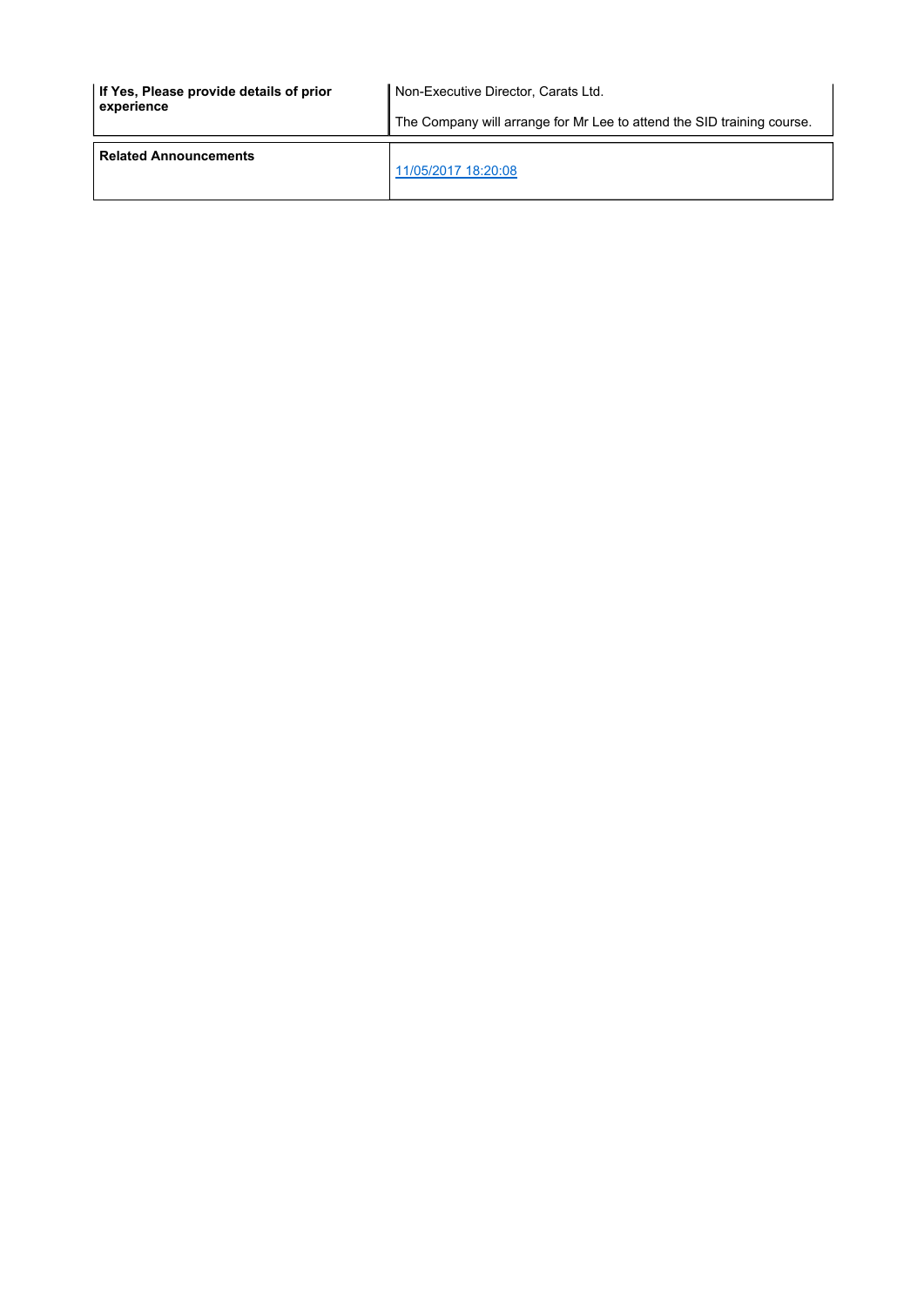| | |
|---|---|
| **If Yes, Please provide details of prior experience** | Non-Executive Director, Carats Ltd.<br><br>The Company will arrange for Mr Lee to attend the SID training course. |
| **Related Announcements** | 11/05/2017 18:20:08 |